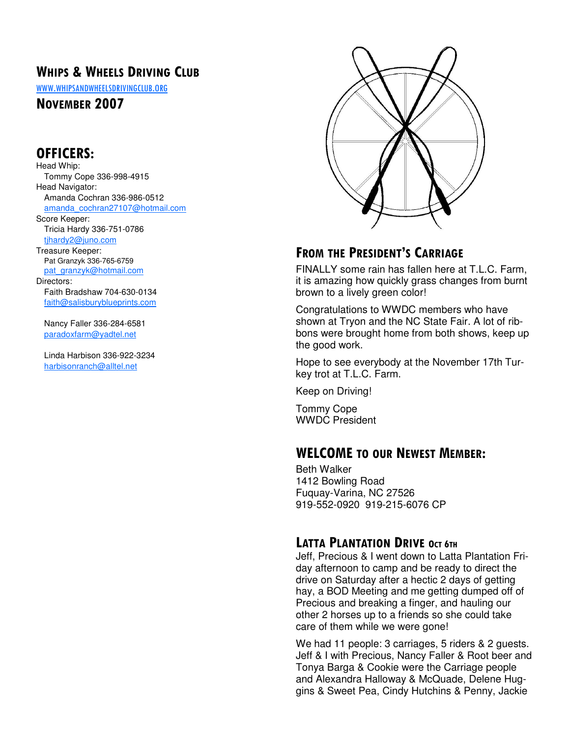# Whips & Wheels Driving Club

WWW.WHIPSANDWHEELSDRIVINGCLUB.ORG

## November 2007

## OFFICERS:

Head Whip:
Tommy Cope 336-998-4915

Head Navigator:
Amanda Cochran 336-986-0512
amanda_cochran27107@hotmail.com

Score Keeper:
Tricia Hardy 336-751-0786
tjhardy2@juno.com

Treasure Keeper:
Pat Granzyk 336-765-6759
pat_granzyk@hotmail.com

Directors:
Faith Bradshaw 704-630-0134
faith@salisburyblueprints.com

Nancy Faller 336-284-6581
paradoxfarm@yadtel.net

Linda Harbison 336-922-3234
harbisonranch@alltel.net

## From the President's Carriage

FINALLY some rain has fallen here at T.L.C. Farm, it is amazing how quickly grass changes from burnt brown to a lively green color!

Congratulations to WWDC members who have shown at Tryon and the NC State Fair. A lot of ribbons were brought home from both shows, keep up the good work.

Hope to see everybody at the November 17th Turkey trot at T.L.C. Farm.

Keep on Driving!

Tommy Cope
WWDC President

## WELCOME to our Newest Member:

Beth Walker
1412 Bowling Road
Fuquay-Varina, NC 27526
919-552-0920 919-215-6076 CP

## Latta Plantation Drive Oct 6th

Jeff, Precious & I went down to Latta Plantation Friday afternoon to camp and be ready to direct the drive on Saturday after a hectic 2 days of getting hay, a BOD Meeting and me getting dumped off of Precious and breaking a finger, and hauling our other 2 horses up to a friends so she could take care of them while we were gone!

We had 11 people: 3 carriages, 5 riders & 2 guests. Jeff & I with Precious, Nancy Faller & Root beer and Tonya Barga & Cookie were the Carriage people and Alexandra Halloway & McQuade, Delene Huggins & Sweet Pea, Cindy Hutchins & Penny, Jackie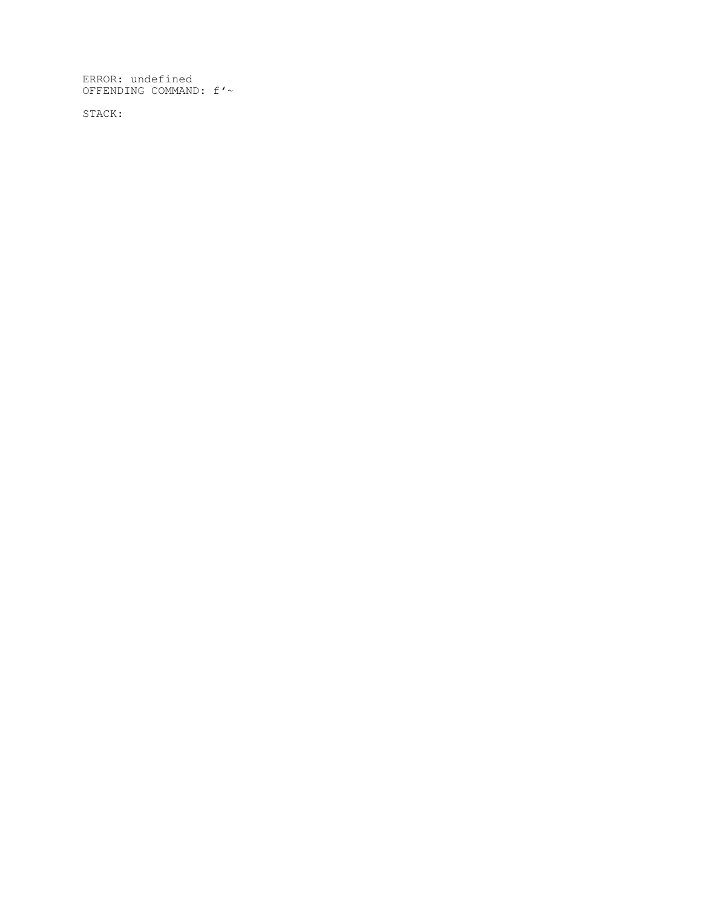ERROR: undefined
OFFENDING COMMAND: f‘~

STACK: